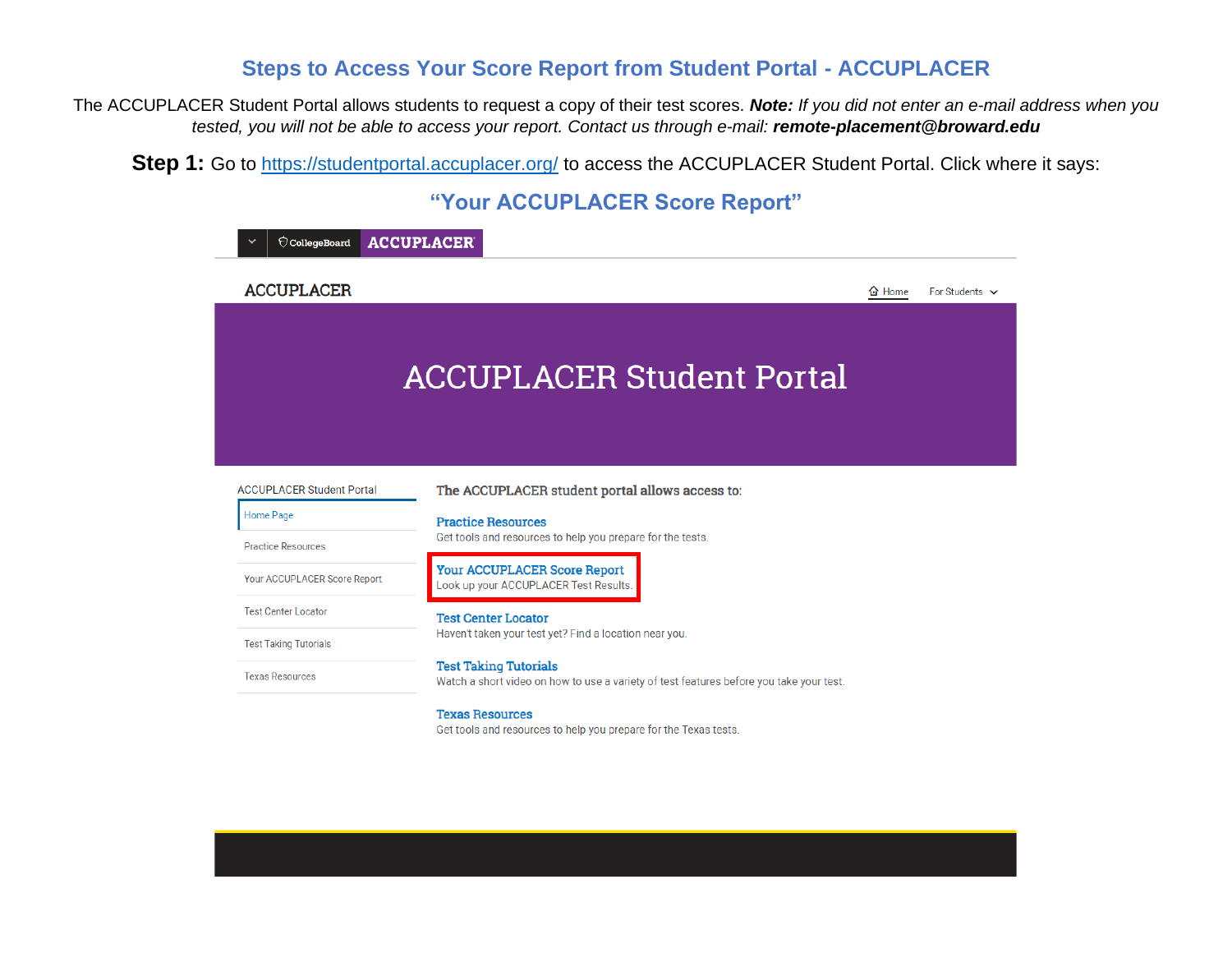# Steps to Access Your Score Report from Student Portal - ACCUPLACER

The ACCUPLACER Student Portal allows students to request a copy of their test scores. ***Note:*** *If you did not enter an e-mail address when you tested, you will not be able to access your report. Contact us through e-mail:* ***remote-placement@broward.edu***

**Step 1:** Go to https://studentportal.accuplacer.org/ to access the ACCUPLACER Student Portal. Click where it says:

## "Your ACCUPLACER Score Report"

CollegeBoard ACCUPLACER

ACCUPLACER

Home | For Students

# ACCUPLACER Student Portal

ACCUPLACER Student Portal

- Home Page
- Practice Resources
- Your ACCUPLACER Score Report
- Test Center Locator
- Test Taking Tutorials
- Texas Resources

**The ACCUPLACER student portal allows access to:**

**Practice Resources**
Get tools and resources to help you prepare for the tests.

**Your ACCUPLACER Score Report**
Look up your ACCUPLACER Test Results.

**Test Center Locator**
Haven't taken your test yet? Find a location near you.

**Test Taking Tutorials**
Watch a short video on how to use a variety of test features before you take your test.

**Texas Resources**
Get tools and resources to help you prepare for the Texas tests.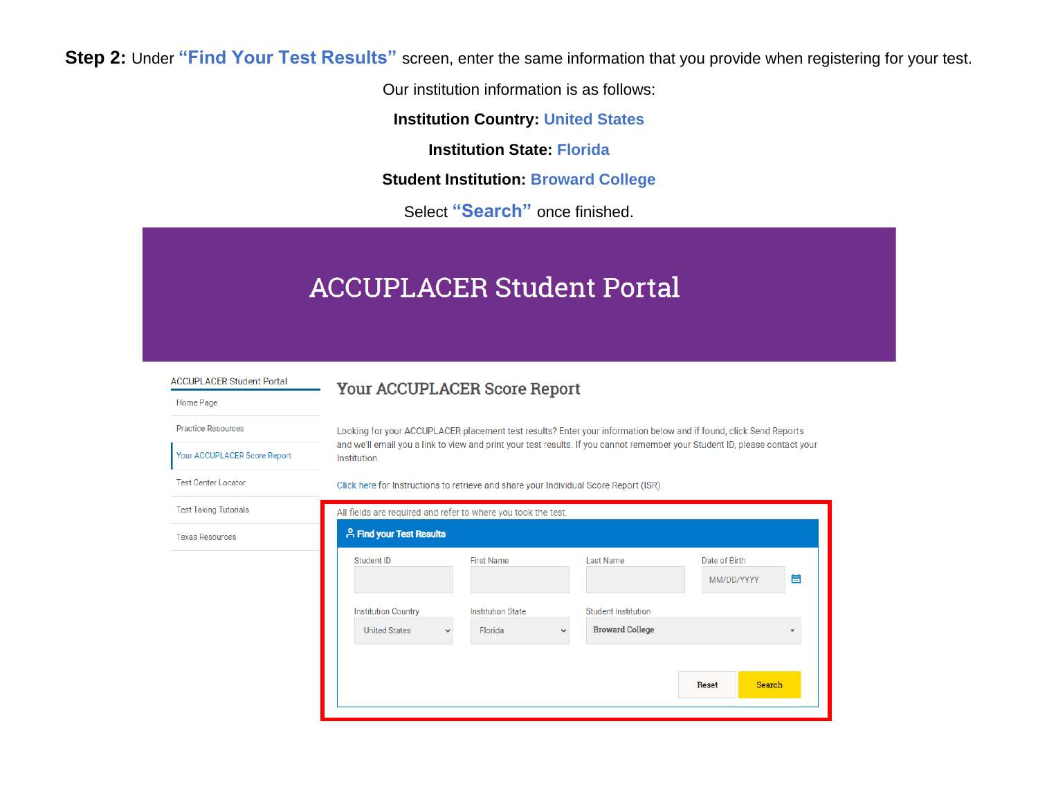**Step 2:** Under **"Find Your Test Results"** screen, enter the same information that you provide when registering for your test.

Our institution information is as follows:

**Institution Country: United States**

**Institution State: Florida**

**Student Institution: Broward College**

Select **"Search"** once finished.

# ACCUPLACER Student Portal

- ACCUPLACER Student Portal
- Home Page
- Practice Resources
- Your ACCUPLACER Score Report
- Test Center Locator
- Test Taking Tutorials
- Texas Resources

## Your ACCUPLACER Score Report

Looking for your ACCUPLACER placement test results? Enter your information below and if found, click Send Reports and we'll email you a link to view and print your test results. If you cannot remember your Student ID, please contact your Institution.

Click here for Instructions to retrieve and share your Individual Score Report (ISR).

All fields are required and refer to where you took the test.

**Find your Test Results**

| Student ID | First Name | Last Name | Date of Birth |
|---|---|---|---|
| | | | MM/DD/YYYY |

| Institution Country | Institution State | Student Institution |
|---|---|---|
| United States | Florida | Broward College |

Reset | Search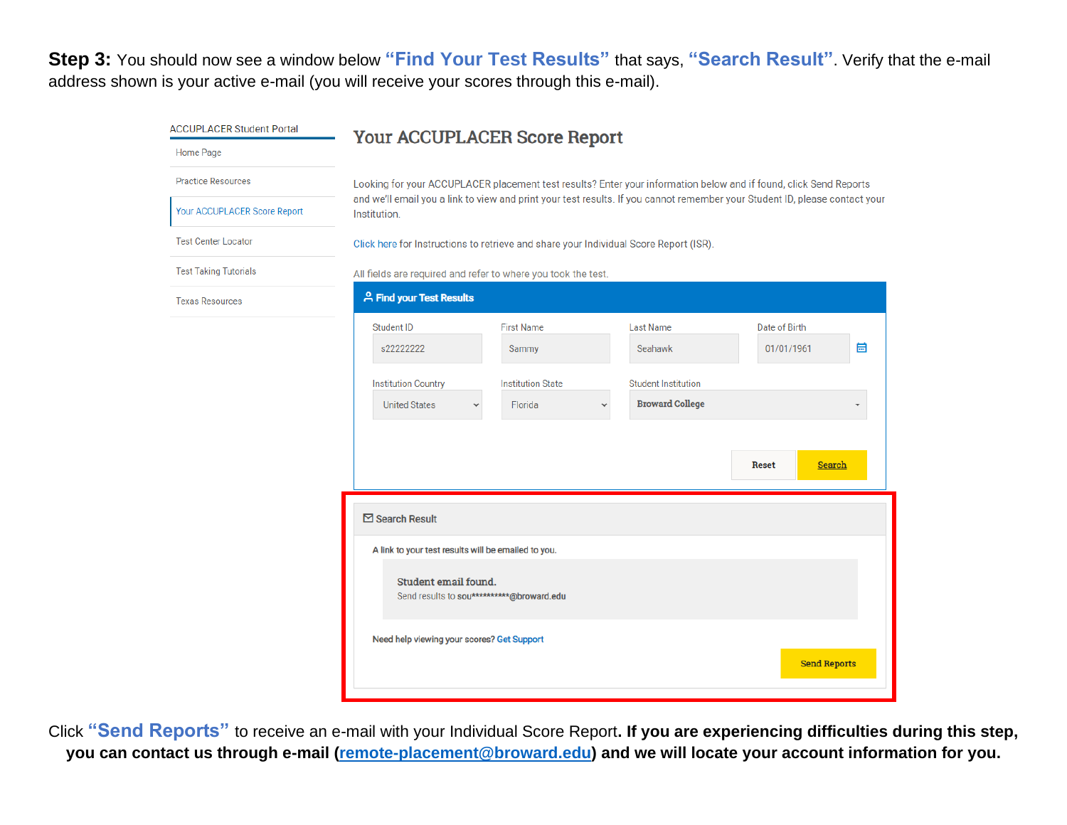**Step 3:** You should now see a window below **"Find Your Test Results"** that says, **"Search Result"**. Verify that the e-mail address shown is your active e-mail (you will receive your scores through this e-mail).

ACCUPLACER Student Portal

- Home Page
- Practice Resources
- Your ACCUPLACER Score Report
- Test Center Locator
- Test Taking Tutorials
- Texas Resources

## Your ACCUPLACER Score Report

Looking for your ACCUPLACER placement test results? Enter your information below and if found, click Send Reports and we'll email you a link to view and print your test results. If you cannot remember your Student ID, please contact your Institution.

Click here for Instructions to retrieve and share your Individual Score Report (ISR).

All fields are required and refer to where you took the test.

**Find your Test Results**

| Student ID | First Name | Last Name | Date of Birth |
|---|---|---|---|
| s22222222 | Sammy | Seahawk | 01/01/1961 |

| Institution Country | Institution State | Student Institution |
|---|---|---|
| United States | Florida | Broward College |

Reset | Search

**Search Result**

A link to your test results will be emailed to you.

**Student email found.**
Send results to sou**********@broward.edu

Need help viewing your scores? Get Support

Send Reports

Click **"Send Reports"** to receive an e-mail with your Individual Score Report**. If you are experiencing difficulties during this step, you can contact us through e-mail (remote-placement@broward.edu) and we will locate your account information for you.**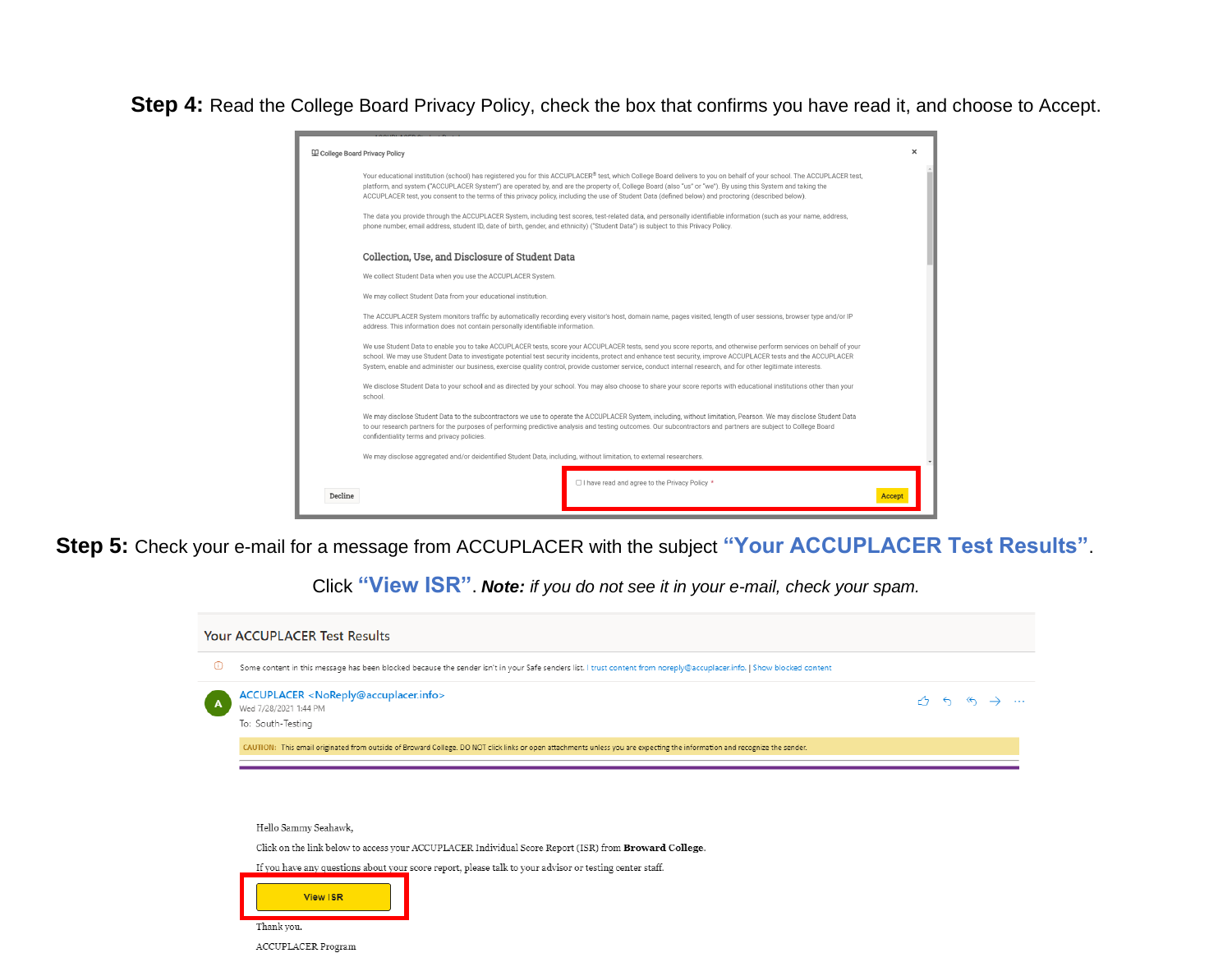**Step 4:** Read the College Board Privacy Policy, check the box that confirms you have read it, and choose to Accept.

College Board Privacy Policy

Your educational institution (school) has registered you for this ACCUPLACER® test, which College Board delivers to you on behalf of your school. The ACCUPLACER test, platform, and system ("ACCUPLACER System") are operated by, and are the property of, College Board (also "us" or "we"). By using this System and taking the ACCUPLACER test, you consent to the terms of this privacy policy, including the use of Student Data (defined below) and proctoring (described below).

The data you provide through the ACCUPLACER System, including test scores, test-related data, and personally identifiable information (such as your name, address, phone number, email address, student ID, date of birth, gender, and ethnicity) ("Student Data") is subject to this Privacy Policy.

Collection, Use, and Disclosure of Student Data

We collect Student Data when you use the ACCUPLACER System.

We may collect Student Data from your educational institution.

The ACCUPLACER System monitors traffic by automatically recording every visitor's host, domain name, pages visited, length of user sessions, browser type and/or IP address. This information does not contain personally identifiable information.

We use Student Data to enable you to take ACCUPLACER tests, score your ACCUPLACER tests, send you score reports, and otherwise perform services on behalf of your school. We may use Student Data to investigate potential test security incidents, protect and enhance test security, improve ACCUPLACER tests and the ACCUPLACER System, enable and administer our business, exercise quality control, provide customer service, conduct internal research, and for other legitimate interests.

We disclose Student Data to your school and as directed by your school. You may also choose to share your score reports with educational institutions other than your school.

We may disclose Student Data to the subcontractors we use to operate the ACCUPLACER System, including, without limitation, Pearson. We may disclose Student Data to our research partners for the purposes of performing predictive analysis and testing outcomes. Our subcontractors and partners are subject to College Board confidentiality terms and privacy policies.

We may disclose aggregated and/or deidentified Student Data, including, without limitation, to external researchers.

☐ I have read and agree to the Privacy Policy *

Decline | Accept

**Step 5:** Check your e-mail for a message from ACCUPLACER with the subject **"Your ACCUPLACER Test Results"**.

Click **"View ISR"**. ***Note:*** *if you do not see it in your e-mail, check your spam.*

Your ACCUPLACER Test Results

Some content in this message has been blocked because the sender isn't in your Safe senders list. I trust content from noreply@accuplacer.info. | Show blocked content

ACCUPLACER <NoReply@accuplacer.info>
Wed 7/28/2021 1:44 PM
To: South-Testing

CAUTION: This email originated from outside of Broward College. DO NOT click links or open attachments unless you are expecting the information and recognize the sender.

Hello Sammy Seahawk,

Click on the link below to access your ACCUPLACER Individual Score Report (ISR) from **Broward College**.

If you have any questions about your score report, please talk to your advisor or testing center staff.

View ISR

Thank you.

ACCUPLACER Program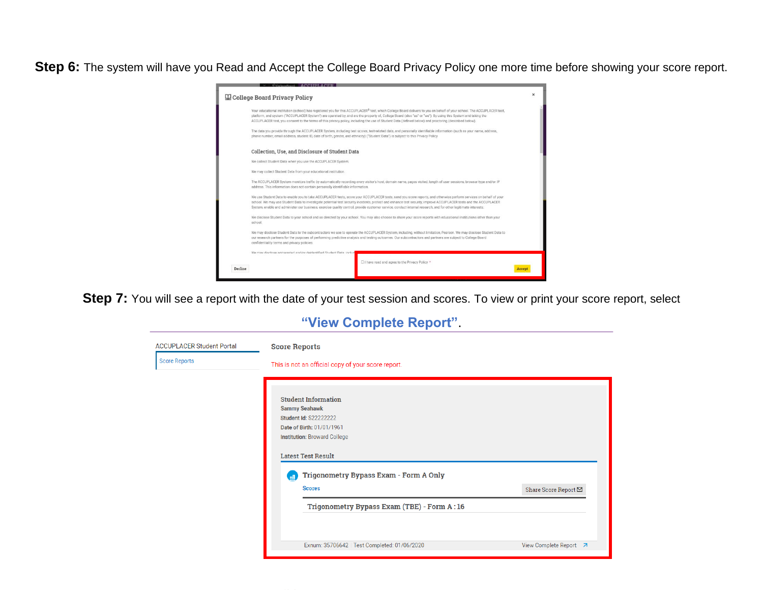**Step 6:** The system will have you Read and Accept the College Board Privacy Policy one more time before showing your score report.

**Step 7:** You will see a report with the date of your test session and scores. To view or print your score report, select **"View Complete Report"**.